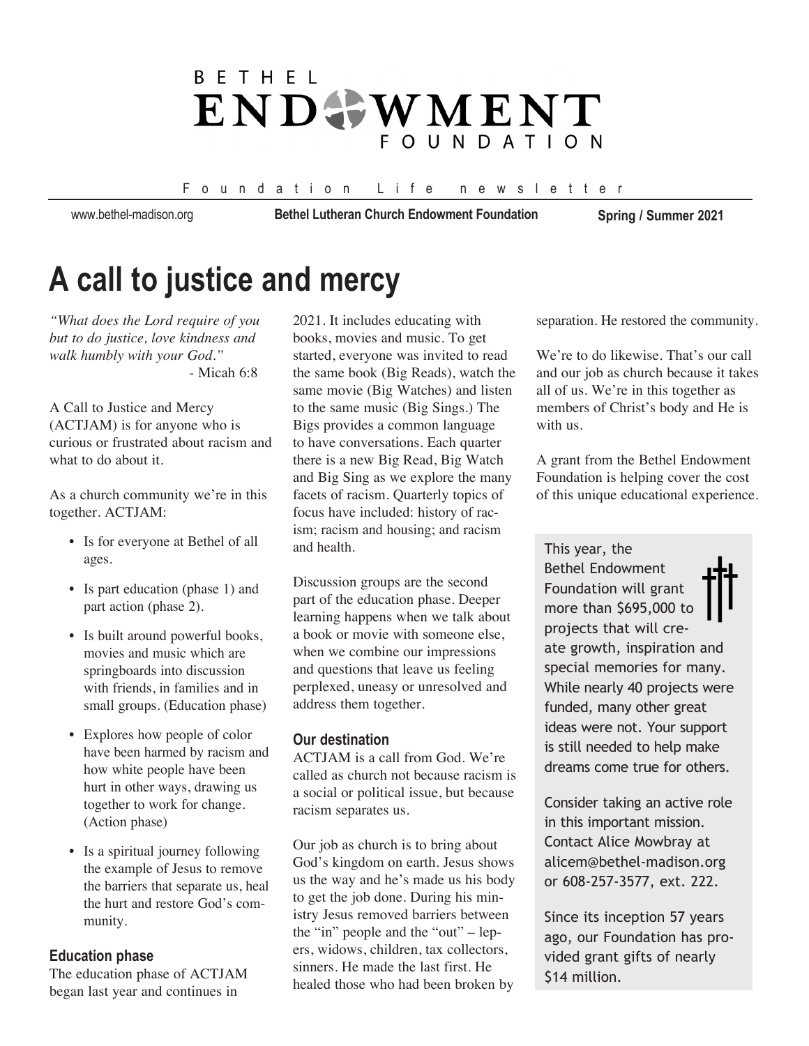# BETHEL ENDOWMENT FOUNDATION

Foundation Life newsletter

www.bethel-madison.org **Bethel Lutheran Church Endowment Foundation** **Spring / Summer 2021**

# A call to justice and mercy

*"What does the Lord require of you but to do justice, love kindness and walk humbly with your God."*
- Micah 6:8

A Call to Justice and Mercy (ACTJAM) is for anyone who is curious or frustrated about racism and what to do about it.

As a church community we're in this together. ACTJAM:

- Is for everyone at Bethel of all ages.
- Is part education (phase 1) and part action (phase 2).
- Is built around powerful books, movies and music which are springboards into discussion with friends, in families and in small groups. (Education phase)
- Explores how people of color have been harmed by racism and how white people have been hurt in other ways, drawing us together to work for change. (Action phase)
- Is a spiritual journey following the example of Jesus to remove the barriers that separate us, heal the hurt and restore God's community.

### Education phase

The education phase of ACTJAM began last year and continues in 2021. It includes educating with books, movies and music. To get started, everyone was invited to read the same book (Big Reads), watch the same movie (Big Watches) and listen to the same music (Big Sings.) The Bigs provides a common language to have conversations. Each quarter there is a new Big Read, Big Watch and Big Sing as we explore the many facets of racism. Quarterly topics of focus have included: history of racism; racism and housing; and racism and health.

Discussion groups are the second part of the education phase. Deeper learning happens when we talk about a book or movie with someone else, when we combine our impressions and questions that leave us feeling perplexed, uneasy or unresolved and address them together.

### Our destination

ACTJAM is a call from God. We're called as church not because racism is a social or political issue, but because racism separates us.

Our job as church is to bring about God's kingdom on earth. Jesus shows us the way and he's made us his body to get the job done. During his ministry Jesus removed barriers between the "in" people and the "out" – lepers, widows, children, tax collectors, sinners. He made the last first. He healed those who had been broken by separation. He restored the community.

We're to do likewise. That's our call and our job as church because it takes all of us. We're in this together as members of Christ's body and He is with us.

A grant from the Bethel Endowment Foundation is helping cover the cost of this unique educational experience.

This year, the Bethel Endowment Foundation will grant more than $695,000 to projects that will create growth, inspiration and special memories for many. While nearly 40 projects were funded, many other great ideas were not. Your support is still needed to help make dreams come true for others.

Consider taking an active role in this important mission. Contact Alice Mowbray at alicem@bethel-madison.org or 608-257-3577, ext. 222.

Since its inception 57 years ago, our Foundation has provided grant gifts of nearly $14 million.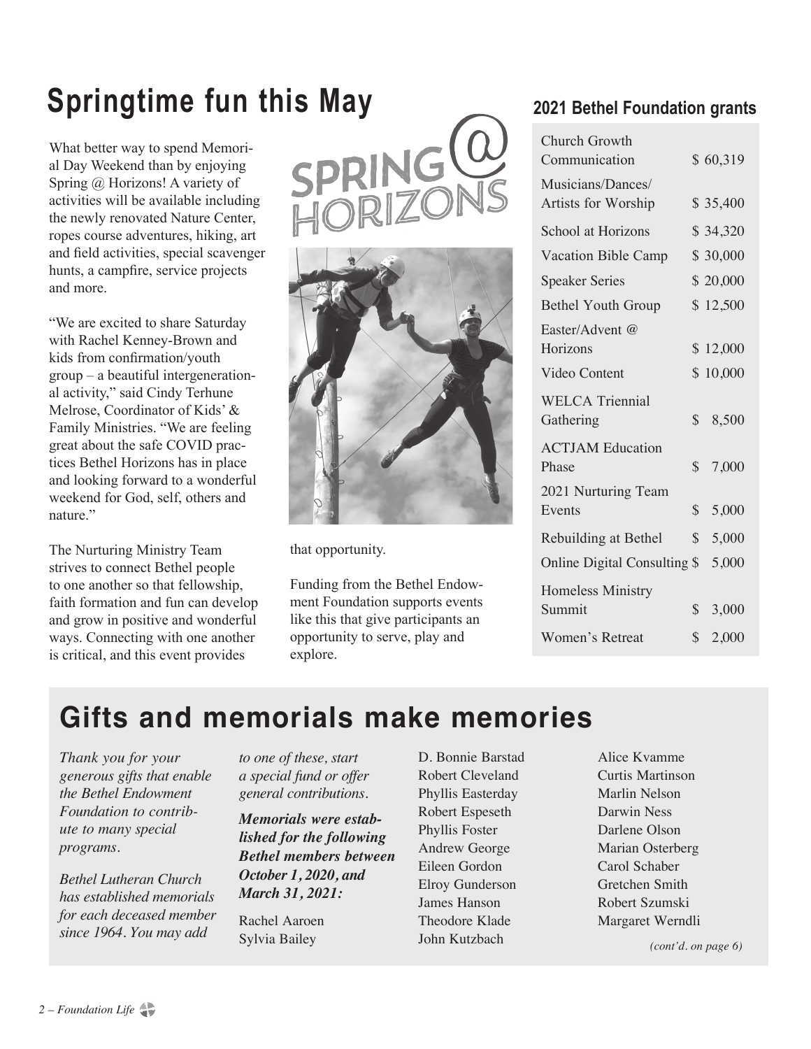# Springtime fun this May

What better way to spend Memorial Day Weekend than by enjoying Spring @ Horizons! A variety of activities will be available including the newly renovated Nature Center, ropes course adventures, hiking, art and field activities, special scavenger hunts, a campfire, service projects and more.

"We are excited to share Saturday with Rachel Kenney-Brown and kids from confirmation/youth group – a beautiful intergenerational activity," said Cindy Terhune Melrose, Coordinator of Kids' & Family Ministries. "We are feeling great about the safe COVID practices Bethel Horizons has in place and looking forward to a wonderful weekend for God, self, others and nature."

The Nurturing Ministry Team strives to connect Bethel people to one another so that fellowship, faith formation and fun can develop and grow in positive and wonderful ways. Connecting with one another is critical, and this event provides that opportunity.

Funding from the Bethel Endowment Foundation supports events like this that give participants an opportunity to serve, play and explore.

### 2021 Bethel Foundation grants

| Grant | Amount |
|---|---|
| Church Growth Communication | $ 60,319 |
| Musicians/Dances/ Artists for Worship | $ 35,400 |
| School at Horizons | $ 34,320 |
| Vacation Bible Camp | $ 30,000 |
| Speaker Series | $ 20,000 |
| Bethel Youth Group | $ 12,500 |
| Easter/Advent @ Horizons | $ 12,000 |
| Video Content | $ 10,000 |
| WELCA Triennial Gathering | $ 8,500 |
| ACTJAM Education Phase | $ 7,000 |
| 2021 Nurturing Team Events | $ 5,000 |
| Rebuilding at Bethel | $ 5,000 |
| Online Digital Consulting | $ 5,000 |
| Homeless Ministry Summit | $ 3,000 |
| Women's Retreat | $ 2,000 |

# Gifts and memorials make memories

*Thank you for your generous gifts that enable the Bethel Endowment Foundation to contribute to many special programs.*

*Bethel Lutheran Church has established memorials for each deceased member since 1964. You may add to one of these, start a special fund or offer general contributions.*

***Memorials were established for the following Bethel members between October 1, 2020, and March 31, 2021:***

Rachel Aaroen
Sylvia Bailey
D. Bonnie Barstad
Robert Cleveland
Phyllis Easterday
Robert Espeseth
Phyllis Foster
Andrew George
Eileen Gordon
Elroy Gunderson
James Hanson
Theodore Klade
John Kutzbach
Alice Kvamme
Curtis Martinson
Marlin Nelson
Darwin Ness
Darlene Olson
Marian Osterberg
Carol Schaber
Gretchen Smith
Robert Szumski
Margaret Werndli

*(cont'd. on page 6)*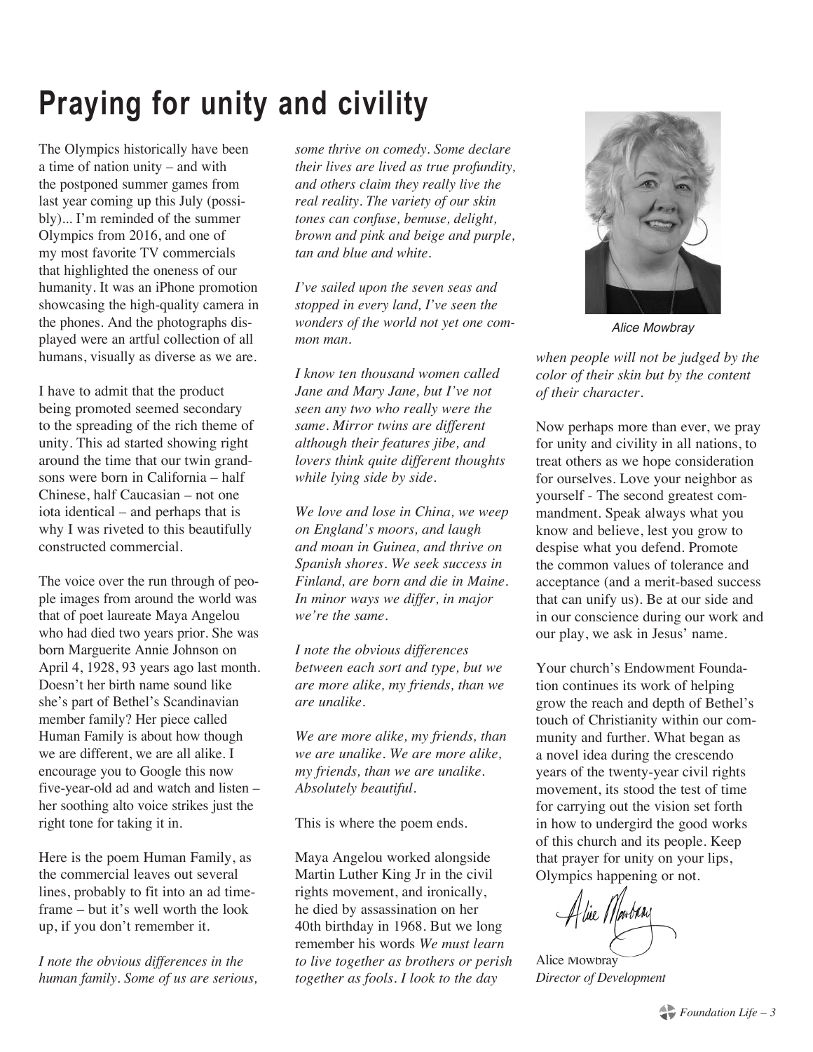# Praying for unity and civility

The Olympics historically have been a time of nation unity – and with the postponed summer games from last year coming up this July (possibly)... I'm reminded of the summer Olympics from 2016, and one of my most favorite TV commercials that highlighted the oneness of our humanity. It was an iPhone promotion showcasing the high-quality camera in the phones. And the photographs displayed were an artful collection of all humans, visually as diverse as we are.

I have to admit that the product being promoted seemed secondary to the spreading of the rich theme of unity. This ad started showing right around the time that our twin grandsons were born in California – half Chinese, half Caucasian – not one iota identical – and perhaps that is why I was riveted to this beautifully constructed commercial.

The voice over the run through of people images from around the world was that of poet laureate Maya Angelou who had died two years prior. She was born Marguerite Annie Johnson on April 4, 1928, 93 years ago last month. Doesn't her birth name sound like she's part of Bethel's Scandinavian member family? Her piece called Human Family is about how though we are different, we are all alike. I encourage you to Google this now five-year-old ad and watch and listen – her soothing alto voice strikes just the right tone for taking it in.

Here is the poem Human Family, as the commercial leaves out several lines, probably to fit into an ad timeframe – but it's well worth the look up, if you don't remember it.

*I note the obvious differences in the human family. Some of us are serious, some thrive on comedy. Some declare their lives are lived as true profundity, and others claim they really live the real reality. The variety of our skin tones can confuse, bemuse, delight, brown and pink and beige and purple, tan and blue and white.*

*I've sailed upon the seven seas and stopped in every land, I've seen the wonders of the world not yet one common man.*

*I know ten thousand women called Jane and Mary Jane, but I've not seen any two who really were the same. Mirror twins are different although their features jibe, and lovers think quite different thoughts while lying side by side.*

*We love and lose in China, we weep on England's moors, and laugh and moan in Guinea, and thrive on Spanish shores. We seek success in Finland, are born and die in Maine. In minor ways we differ, in major we're the same.*

*I note the obvious differences between each sort and type, but we are more alike, my friends, than we are unalike.*

*We are more alike, my friends, than we are unalike. We are more alike, my friends, than we are unalike. Absolutely beautiful.*

This is where the poem ends.

Maya Angelou worked alongside Martin Luther King Jr in the civil rights movement, and ironically, he died by assassination on her 40th birthday in 1968. But we long remember his words *We must learn to live together as brothers or perish together as fools. I look to the day when people will not be judged by the color of their skin but by the content of their character.*

Alice Mowbray

Now perhaps more than ever, we pray for unity and civility in all nations, to treat others as we hope consideration for ourselves. Love your neighbor as yourself - The second greatest commandment. Speak always what you know and believe, lest you grow to despise what you defend. Promote the common values of tolerance and acceptance (and a merit-based success that can unify us). Be at our side and in our conscience during our work and our play, we ask in Jesus' name.

Your church's Endowment Foundation continues its work of helping grow the reach and depth of Bethel's touch of Christianity within our community and further. What began as a novel idea during the crescendo years of the twenty-year civil rights movement, its stood the test of time for carrying out the vision set forth in how to undergird the good works of this church and its people. Keep that prayer for unity on your lips, Olympics happening or not.

Alice Mowbray
*Director of Development*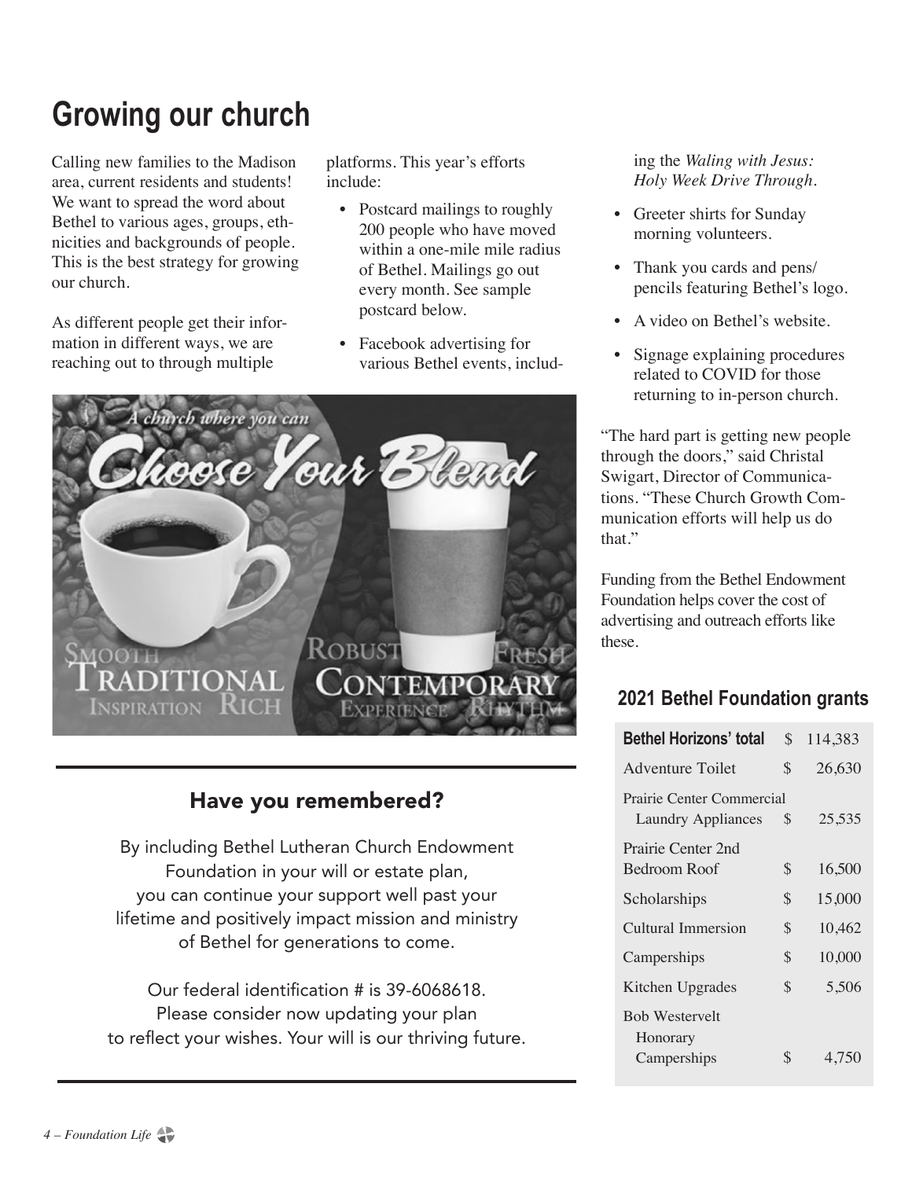# Growing our church

Calling new families to the Madison area, current residents and students! We want to spread the word about Bethel to various ages, groups, ethnicities and backgrounds of people. This is the best strategy for growing our church.

As different people get their information in different ways, we are reaching out to through multiple platforms. This year's efforts include:

- Postcard mailings to roughly 200 people who have moved within a one-mile mile radius of Bethel. Mailings go out every month. See sample postcard below.
- Facebook advertising for various Bethel events, including the *Waling with Jesus: Holy Week Drive Through.*
- Greeter shirts for Sunday morning volunteers.
- Thank you cards and pens/pencils featuring Bethel's logo.
- A video on Bethel's website.
- Signage explaining procedures related to COVID for those returning to in-person church.

"The hard part is getting new people through the doors," said Christal Swigart, Director of Communications. "These Church Growth Communication efforts will help us do that."

Funding from the Bethel Endowment Foundation helps cover the cost of advertising and outreach efforts like these.

## Have you remembered?

By including Bethel Lutheran Church Endowment Foundation in your will or estate plan, you can continue your support well past your lifetime and positively impact mission and ministry of Bethel for generations to come.

Our federal identification # is 39-6068618. Please consider now updating your plan to reflect your wishes. Your will is our thriving future.

## 2021 Bethel Foundation grants

| Item | | Amount |
| --- | --- | --- |
| **Bethel Horizons' total** | $ | 114,383 |
| Adventure Toilet | $ | 26,630 |
| Prairie Center Commercial Laundry Appliances | $ | 25,535 |
| Prairie Center 2nd Bedroom Roof | $ | 16,500 |
| Scholarships | $ | 15,000 |
| Cultural Immersion | $ | 10,462 |
| Camperships | $ | 10,000 |
| Kitchen Upgrades | $ | 5,506 |
| Bob Westervelt Honorary Camperships | $ | 4,750 |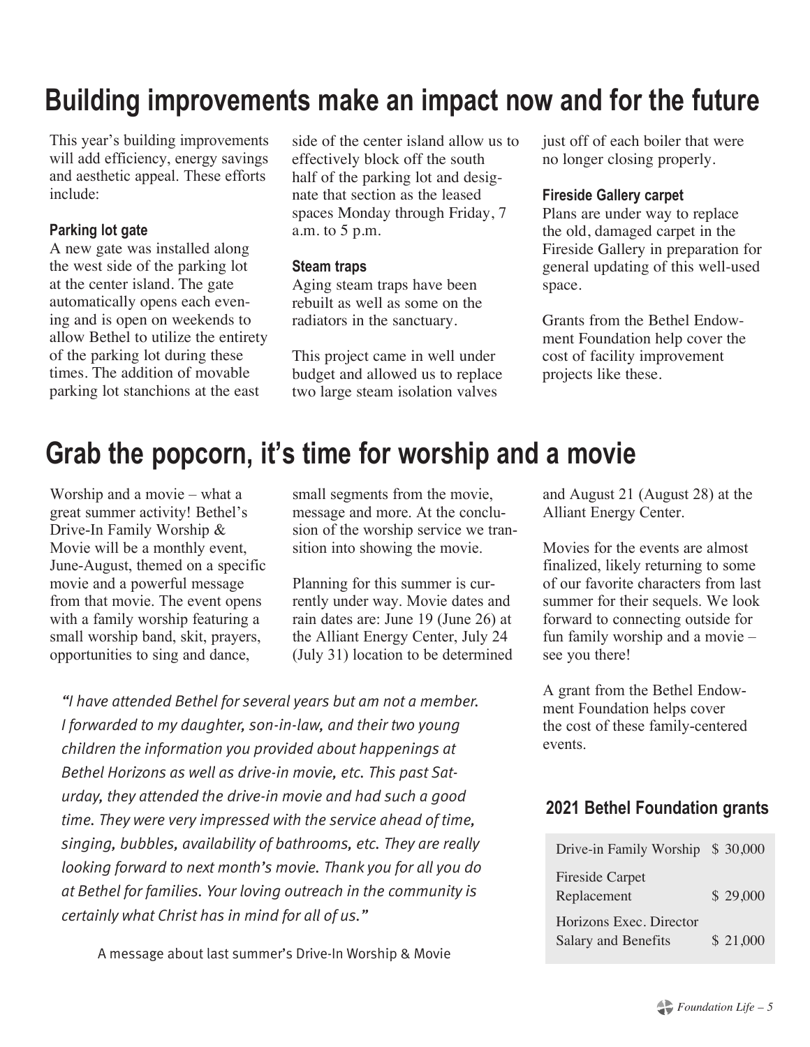# Building improvements make an impact now and for the future

This year's building improvements will add efficiency, energy savings and aesthetic appeal. These efforts include:

### Parking lot gate

A new gate was installed along the west side of the parking lot at the center island. The gate automatically opens each evening and is open on weekends to allow Bethel to utilize the entirety of the parking lot during these times. The addition of movable parking lot stanchions at the east side of the center island allow us to effectively block off the south half of the parking lot and designate that section as the leased spaces Monday through Friday, 7 a.m. to 5 p.m.

### Steam traps

Aging steam traps have been rebuilt as well as some on the radiators in the sanctuary.

This project came in well under budget and allowed us to replace two large steam isolation valves just off of each boiler that were no longer closing properly.

### Fireside Gallery carpet

Plans are under way to replace the old, damaged carpet in the Fireside Gallery in preparation for general updating of this well-used space.

Grants from the Bethel Endowment Foundation help cover the cost of facility improvement projects like these.

# Grab the popcorn, it's time for worship and a movie

Worship and a movie – what a great summer activity! Bethel's Drive-In Family Worship & Movie will be a monthly event, June-August, themed on a specific movie and a powerful message from that movie. The event opens with a family worship featuring a small worship band, skit, prayers, opportunities to sing and dance, small segments from the movie, message and more. At the conclusion of the worship service we transition into showing the movie.

Planning for this summer is currently under way. Movie dates and rain dates are: June 19 (June 26) at the Alliant Energy Center, July 24 (July 31) location to be determined and August 21 (August 28) at the Alliant Energy Center.

Movies for the events are almost finalized, likely returning to some of our favorite characters from last summer for their sequels. We look forward to connecting outside for fun family worship and a movie – see you there!

A grant from the Bethel Endowment Foundation helps cover the cost of these family-centered events.

*"I have attended Bethel for several years but am not a member. I forwarded to my daughter, son-in-law, and their two young children the information you provided about happenings at Bethel Horizons as well as drive-in movie, etc. This past Saturday, they attended the drive-in movie and had such a good time. They were very impressed with the service ahead of time, singing, bubbles, availability of bathrooms, etc. They are really looking forward to next month's movie. Thank you for all you do at Bethel for families. Your loving outreach in the community is certainly what Christ has in mind for all of us."*

A message about last summer's Drive-In Worship & Movie

### 2021 Bethel Foundation grants

| Grant | Amount |
|---|---|
| Drive-in Family Worship | $ 30,000 |
| Fireside Carpet Replacement | $ 29,000 |
| Horizons Exec. Director Salary and Benefits | $ 21,000 |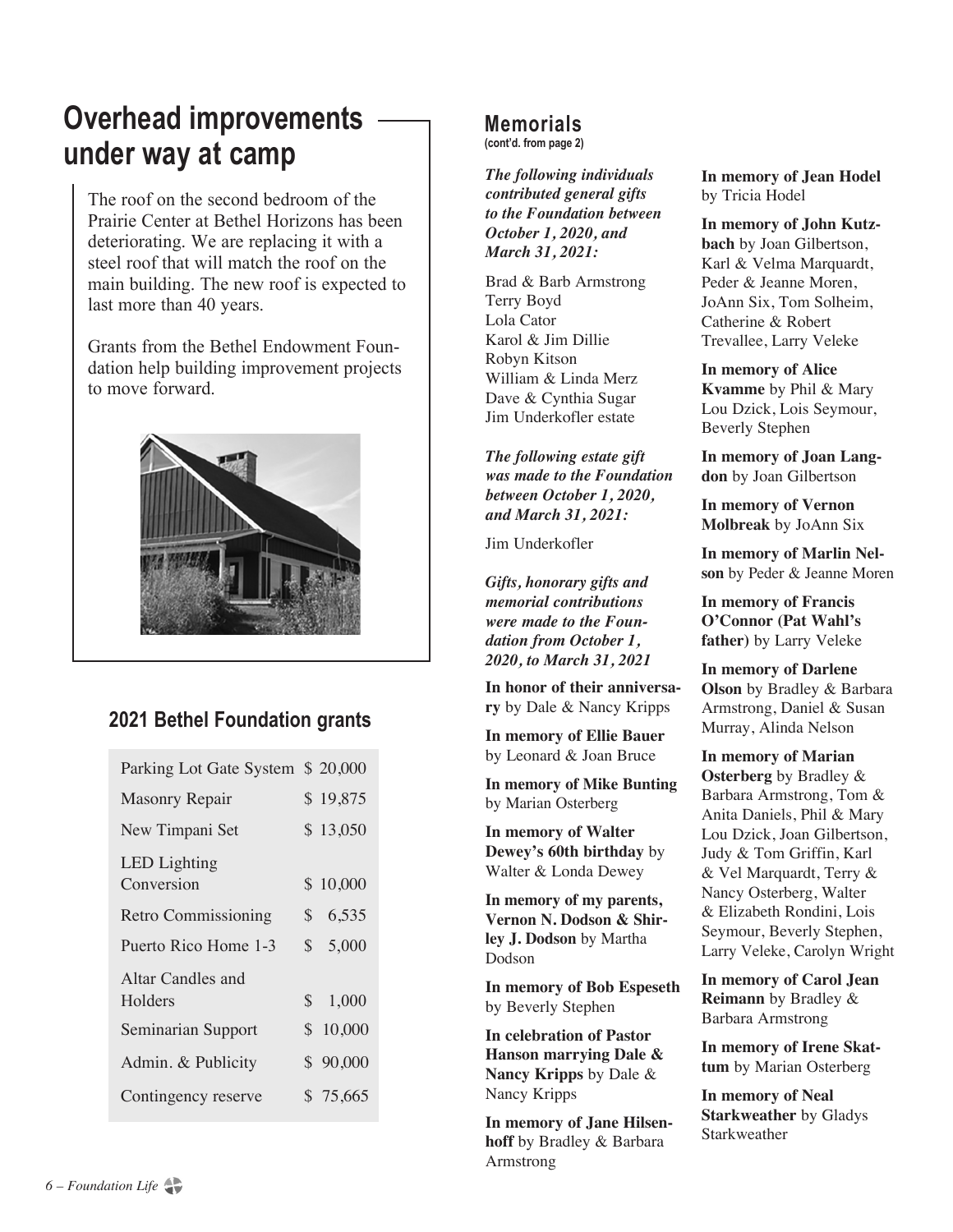# Overhead improvements under way at camp

The roof on the second bedroom of the Prairie Center at Bethel Horizons has been deteriorating. We are replacing it with a steel roof that will match the roof on the main building. The new roof is expected to last more than 40 years.

Grants from the Bethel Endowment Foundation help building improvement projects to move forward.

## 2021 Bethel Foundation grants

| Grant | Amount |
| --- | --- |
| Parking Lot Gate System | $ 20,000 |
| Masonry Repair | $ 19,875 |
| New Timpani Set | $ 13,050 |
| LED Lighting Conversion | $ 10,000 |
| Retro Commissioning | $ 6,535 |
| Puerto Rico Home 1-3 | $ 5,000 |
| Altar Candles and Holders | $ 1,000 |
| Seminarian Support | $ 10,000 |
| Admin. & Publicity | $ 90,000 |
| Contingency reserve | $ 75,665 |

## Memorials

**(cont'd. from page 2)**

***The following individuals contributed general gifts to the Foundation between October 1, 2020, and March 31, 2021:***

Brad & Barb Armstrong
Terry Boyd
Lola Cator
Karol & Jim Dillie
Robyn Kitson
William & Linda Merz
Dave & Cynthia Sugar
Jim Underkofler estate

***The following estate gift was made to the Foundation between October 1, 2020, and March 31, 2021:***

Jim Underkofler

***Gifts, honorary gifts and memorial contributions were made to the Foundation from October 1, 2020, to March 31, 2021***

**In honor of their anniversary** by Dale & Nancy Kripps

**In memory of Ellie Bauer** by Leonard & Joan Bruce

**In memory of Mike Bunting** by Marian Osterberg

**In memory of Walter Dewey's 60th birthday** by Walter & Londa Dewey

**In memory of my parents, Vernon N. Dodson & Shirley J. Dodson** by Martha Dodson

**In memory of Bob Espeseth** by Beverly Stephen

**In celebration of Pastor Hanson marrying Dale & Nancy Kripps** by Dale & Nancy Kripps

**In memory of Jane Hilsenhoff** by Bradley & Barbara Armstrong

**In memory of Jean Hodel** by Tricia Hodel

**In memory of John Kutzbach** by Joan Gilbertson, Karl & Velma Marquardt, Peder & Jeanne Moren, JoAnn Six, Tom Solheim, Catherine & Robert Trevallee, Larry Veleke

**In memory of Alice Kvamme** by Phil & Mary Lou Dzick, Lois Seymour, Beverly Stephen

**In memory of Joan Langdon** by Joan Gilbertson

**In memory of Vernon Molbreak** by JoAnn Six

**In memory of Marlin Nelson** by Peder & Jeanne Moren

**In memory of Francis O'Connor (Pat Wahl's father)** by Larry Veleke

**In memory of Darlene Olson** by Bradley & Barbara Armstrong, Daniel & Susan Murray, Alinda Nelson

**In memory of Marian Osterberg** by Bradley & Barbara Armstrong, Tom & Anita Daniels, Phil & Mary Lou Dzick, Joan Gilbertson, Judy & Tom Griffin, Karl & Vel Marquardt, Terry & Nancy Osterberg, Walter & Elizabeth Rondini, Lois Seymour, Beverly Stephen, Larry Veleke, Carolyn Wright

**In memory of Carol Jean Reimann** by Bradley & Barbara Armstrong

**In memory of Irene Skattum** by Marian Osterberg

**In memory of Neal Starkweather** by Gladys Starkweather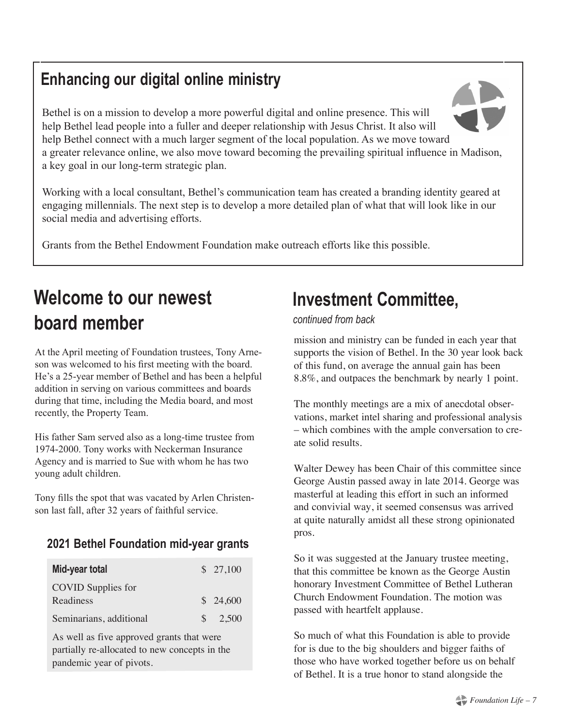## Enhancing our digital online ministry

Bethel is on a mission to develop a more powerful digital and online presence. This will help Bethel lead people into a fuller and deeper relationship with Jesus Christ. It also will help Bethel connect with a much larger segment of the local population. As we move toward a greater relevance online, we also move toward becoming the prevailing spiritual influence in Madison, a key goal in our long-term strategic plan.

Working with a local consultant, Bethel's communication team has created a branding identity geared at engaging millennials. The next step is to develop a more detailed plan of what that will look like in our social media and advertising efforts.

Grants from the Bethel Endowment Foundation make outreach efforts like this possible.

# Welcome to our newest board member

At the April meeting of Foundation trustees, Tony Arneson was welcomed to his first meeting with the board. He's a 25-year member of Bethel and has been a helpful addition in serving on various committees and boards during that time, including the Media board, and most recently, the Property Team.

His father Sam served also as a long-time trustee from 1974-2000. Tony works with Neckerman Insurance Agency and is married to Sue with whom he has two young adult children.

Tony fills the spot that was vacated by Arlen Christenson last fall, after 32 years of faithful service.

### 2021 Bethel Foundation mid-year grants

| Mid-year total | $ 27,100 |
|---|---|
| COVID Supplies for Readiness | $ 24,600 |
| Seminarians, additional | $ 2,500 |

As well as five approved grants that were partially re-allocated to new concepts in the pandemic year of pivots.

# Investment Committee,

*continued from back*

mission and ministry can be funded in each year that supports the vision of Bethel. In the 30 year look back of this fund, on average the annual gain has been 8.8%, and outpaces the benchmark by nearly 1 point.

The monthly meetings are a mix of anecdotal observations, market intel sharing and professional analysis – which combines with the ample conversation to create solid results.

Walter Dewey has been Chair of this committee since George Austin passed away in late 2014. George was masterful at leading this effort in such an informed and convivial way, it seemed consensus was arrived at quite naturally amidst all these strong opinionated pros.

So it was suggested at the January trustee meeting, that this committee be known as the George Austin honorary Investment Committee of Bethel Lutheran Church Endowment Foundation. The motion was passed with heartfelt applause.

So much of what this Foundation is able to provide for is due to the big shoulders and bigger faiths of those who have worked together before us on behalf of Bethel. It is a true honor to stand alongside the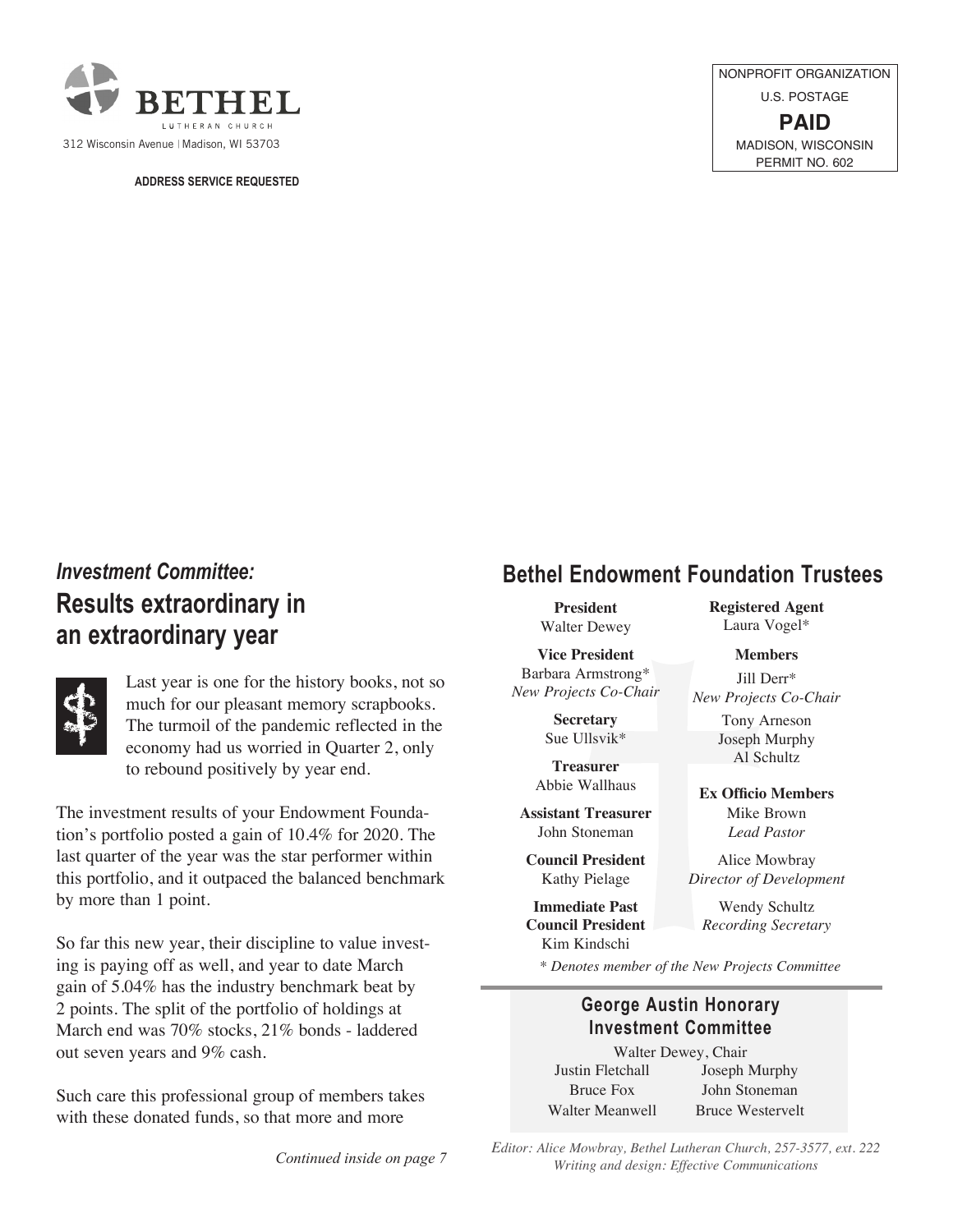BETHEL LUTHERAN CHURCH

312 Wisconsin Avenue | Madison, WI 53703

**ADDRESS SERVICE REQUESTED**

NONPROFIT ORGANIZATION
U.S. POSTAGE
**PAID**
MADISON, WISCONSIN
PERMIT NO. 602

## *Investment Committee:* Results extraordinary in an extraordinary year

Last year is one for the history books, not so much for our pleasant memory scrapbooks. The turmoil of the pandemic reflected in the economy had us worried in Quarter 2, only to rebound positively by year end.

The investment results of your Endowment Foundation's portfolio posted a gain of 10.4% for 2020. The last quarter of the year was the star performer within this portfolio, and it outpaced the balanced benchmark by more than 1 point.

So far this new year, their discipline to value investing is paying off as well, and year to date March gain of 5.04% has the industry benchmark beat by 2 points. The split of the portfolio of holdings at March end was 70% stocks, 21% bonds - laddered out seven years and 9% cash.

Such care this professional group of members takes with these donated funds, so that more and more

*Continued inside on page 7*

## Bethel Endowment Foundation Trustees

**President**
Walter Dewey

**Vice President**
Barbara Armstrong*
*New Projects Co-Chair*

**Secretary**
Sue Ullsvik*

**Treasurer**
Abbie Wallhaus

**Assistant Treasurer**
John Stoneman

**Council President**
Kathy Pielage

**Immediate Past Council President**
Kim Kindschi

**Registered Agent**
Laura Vogel*

**Members**
Jill Derr*
*New Projects Co-Chair*
Tony Arneson
Joseph Murphy
Al Schultz

**Ex Officio Members**
Mike Brown
*Lead Pastor*

Alice Mowbray
*Director of Development*

Wendy Schultz
*Recording Secretary*

*\* Denotes member of the New Projects Committee*

### George Austin Honorary Investment Committee

Walter Dewey, Chair

| | |
|---|---|
| Justin Fletchall | Joseph Murphy |
| Bruce Fox | John Stoneman |
| Walter Meanwell | Bruce Westervelt |

*Editor: Alice Mowbray, Bethel Lutheran Church, 257-3577, ext. 222*
*Writing and design: Effective Communications*